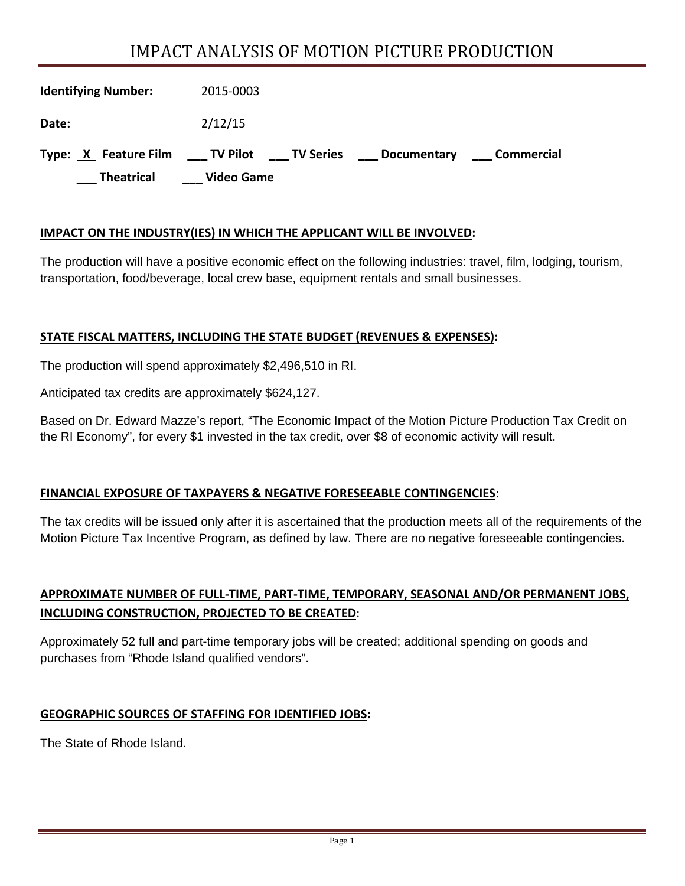# IMPACT ANALYSIS OF MOTION PICTURE PRODUCTION

**Identifying Number:** 2015-0003

**Date:** 2/12/15

**Type:** __X__ **Feature Film** ___ **TV Pilot** ___ **TV Series** ___ **Documentary** ___ **Commercial** ___ **Theatrical** ___ **Video Game**

## IMPACT ON THE INDUSTRY(IES) IN WHICH THE APPLICANT WILL BE INVOLVED:

The production will have a positive economic effect on the following industries: travel, film, lodging, tourism, transportation, food/beverage, local crew base, equipment rentals and small businesses.

## STATE FISCAL MATTERS, INCLUDING THE STATE BUDGET (REVENUES & EXPENSES):

The production will spend approximately $2,496,510 in RI.

Anticipated tax credits are approximately $624,127.

Based on Dr. Edward Mazze's report, "The Economic Impact of the Motion Picture Production Tax Credit on the RI Economy", for every $1 invested in the tax credit, over $8 of economic activity will result.

## FINANCIAL EXPOSURE OF TAXPAYERS & NEGATIVE FORESEEABLE CONTINGENCIES:

The tax credits will be issued only after it is ascertained that the production meets all of the requirements of the Motion Picture Tax Incentive Program, as defined by law. There are no negative foreseeable contingencies.

## APPROXIMATE NUMBER OF FULL-TIME, PART-TIME, TEMPORARY, SEASONAL AND/OR PERMANENT JOBS, INCLUDING CONSTRUCTION, PROJECTED TO BE CREATED:

Approximately 52 full and part-time temporary jobs will be created; additional spending on goods and purchases from "Rhode Island qualified vendors".

## GEOGRAPHIC SOURCES OF STAFFING FOR IDENTIFIED JOBS:

The State of Rhode Island.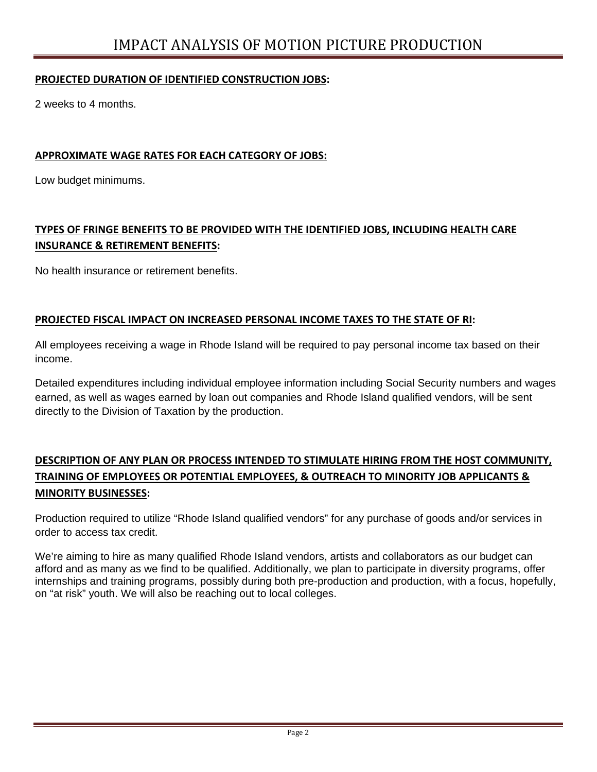**PROJECTED DURATION OF IDENTIFIED CONSTRUCTION JOBS:**

2 weeks to 4 months.

**APPROXIMATE WAGE RATES FOR EACH CATEGORY OF JOBS:**

Low budget minimums.

**TYPES OF FRINGE BENEFITS TO BE PROVIDED WITH THE IDENTIFIED JOBS, INCLUDING HEALTH CARE INSURANCE & RETIREMENT BENEFITS:**

No health insurance or retirement benefits.

**PROJECTED FISCAL IMPACT ON INCREASED PERSONAL INCOME TAXES TO THE STATE OF RI:**

All employees receiving a wage in Rhode Island will be required to pay personal income tax based on their income.

Detailed expenditures including individual employee information including Social Security numbers and wages earned, as well as wages earned by loan out companies and Rhode Island qualified vendors, will be sent directly to the Division of Taxation by the production.

**DESCRIPTION OF ANY PLAN OR PROCESS INTENDED TO STIMULATE HIRING FROM THE HOST COMMUNITY, TRAINING OF EMPLOYEES OR POTENTIAL EMPLOYEES, & OUTREACH TO MINORITY JOB APPLICANTS & MINORITY BUSINESSES:**

Production required to utilize "Rhode Island qualified vendors" for any purchase of goods and/or services in order to access tax credit.

We're aiming to hire as many qualified Rhode Island vendors, artists and collaborators as our budget can afford and as many as we find to be qualified. Additionally, we plan to participate in diversity programs, offer internships and training programs, possibly during both pre-production and production, with a focus, hopefully, on "at risk" youth. We will also be reaching out to local colleges.